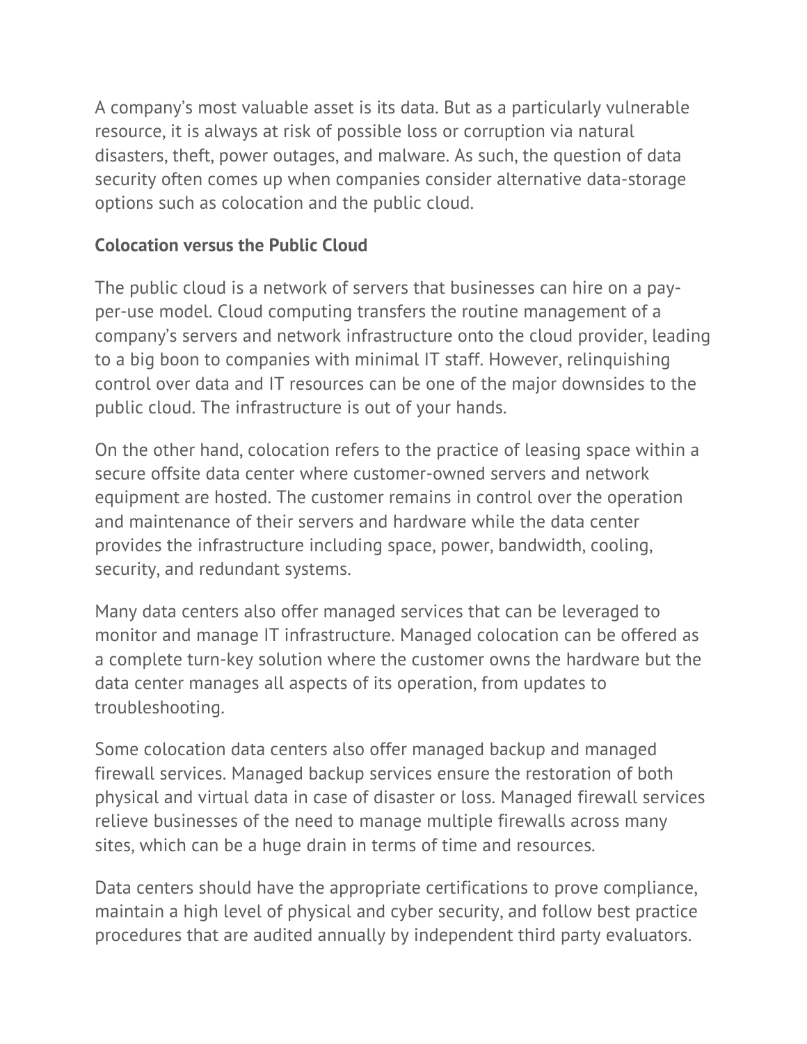A company's most valuable asset is its data. But as a particularly vulnerable resource, it is always at risk of possible loss or corruption via natural disasters, theft, power outages, and malware. As such, the question of data security often comes up when companies consider alternative data-storage options such as colocation and the public cloud.

**Colocation versus the Public Cloud**

The public cloud is a network of servers that businesses can hire on a pay-per-use model. Cloud computing transfers the routine management of a company's servers and network infrastructure onto the cloud provider, leading to a big boon to companies with minimal IT staff. However, relinquishing control over data and IT resources can be one of the major downsides to the public cloud. The infrastructure is out of your hands.

On the other hand, colocation refers to the practice of leasing space within a secure offsite data center where customer-owned servers and network equipment are hosted. The customer remains in control over the operation and maintenance of their servers and hardware while the data center provides the infrastructure including space, power, bandwidth, cooling, security, and redundant systems.

Many data centers also offer managed services that can be leveraged to monitor and manage IT infrastructure. Managed colocation can be offered as a complete turn-key solution where the customer owns the hardware but the data center manages all aspects of its operation, from updates to troubleshooting.

Some colocation data centers also offer managed backup and managed firewall services. Managed backup services ensure the restoration of both physical and virtual data in case of disaster or loss. Managed firewall services relieve businesses of the need to manage multiple firewalls across many sites, which can be a huge drain in terms of time and resources.

Data centers should have the appropriate certifications to prove compliance, maintain a high level of physical and cyber security, and follow best practice procedures that are audited annually by independent third party evaluators.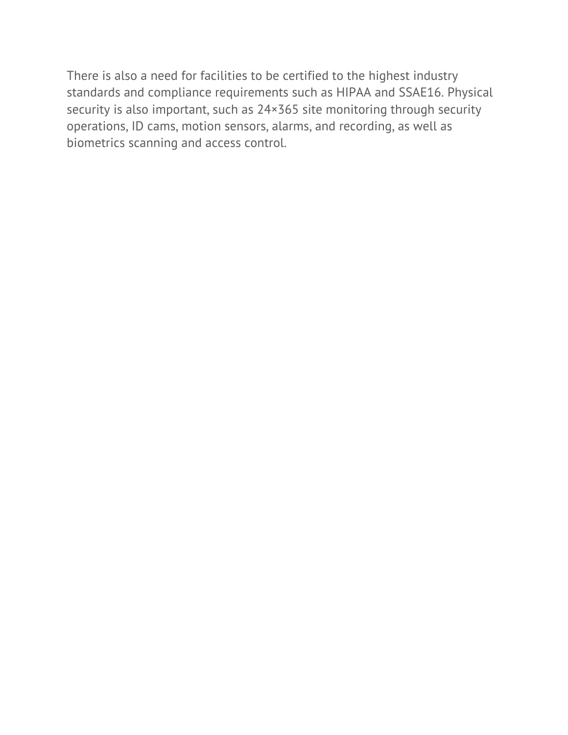There is also a need for facilities to be certified to the highest industry standards and compliance requirements such as HIPAA and SSAE16. Physical security is also important, such as 24×365 site monitoring through security operations, ID cams, motion sensors, alarms, and recording, as well as biometrics scanning and access control.